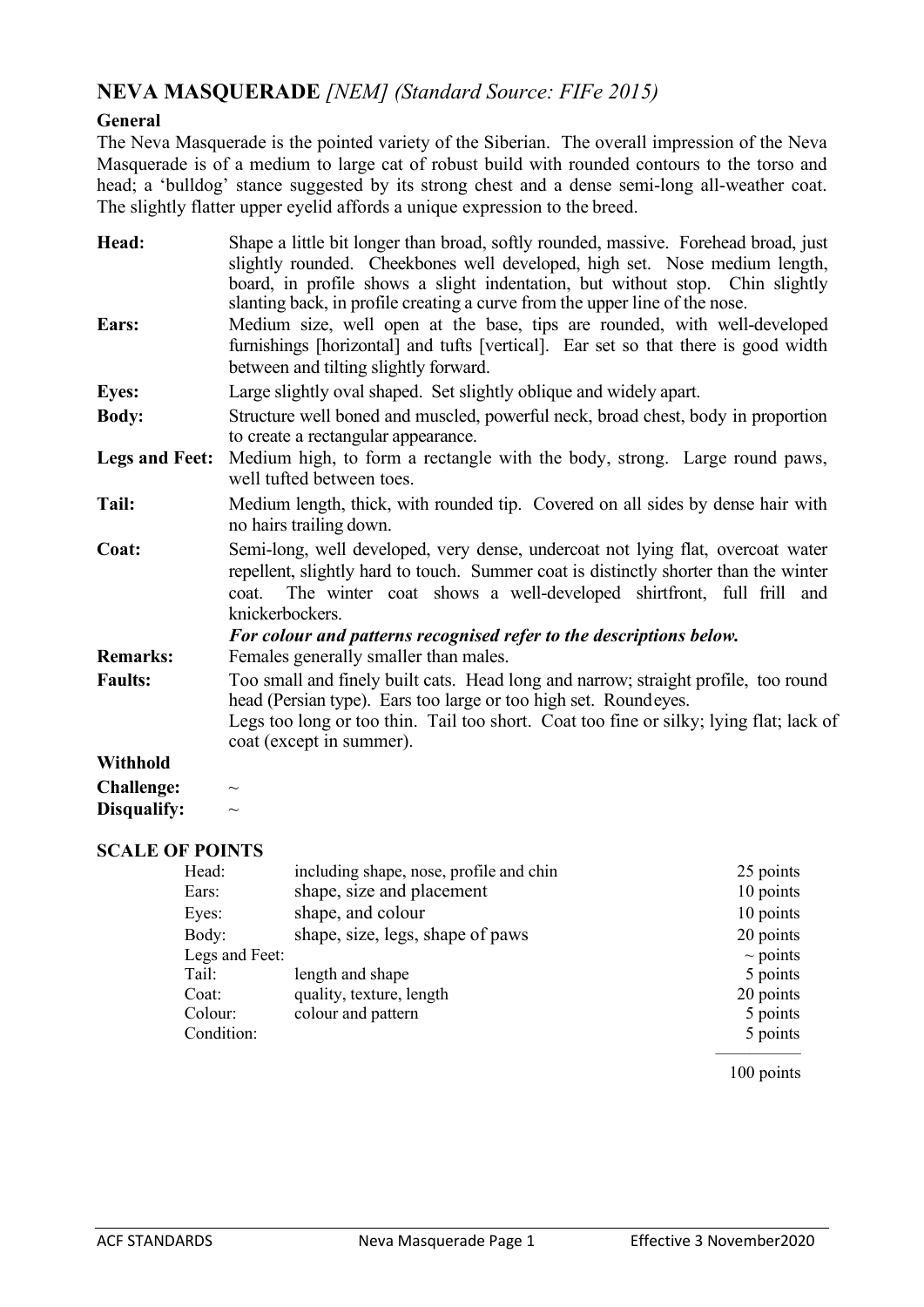# NEVA MASQUERADE *[NEM] (Standard Source: FIFe 2015)*

**General**

The Neva Masquerade is the pointed variety of the Siberian. The overall impression of the Neva Masquerade is of a medium to large cat of robust build with rounded contours to the torso and head; a 'bulldog' stance suggested by its strong chest and a dense semi-long all-weather coat. The slightly flatter upper eyelid affords a unique expression to the breed.

**Head:** Shape a little bit longer than broad, softly rounded, massive. Forehead broad, just slightly rounded. Cheekbones well developed, high set. Nose medium length, board, in profile shows a slight indentation, but without stop. Chin slightly slanting back, in profile creating a curve from the upper line of the nose.

**Ears:** Medium size, well open at the base, tips are rounded, with well-developed furnishings [horizontal] and tufts [vertical]. Ear set so that there is good width between and tilting slightly forward.

**Eyes:** Large slightly oval shaped. Set slightly oblique and widely apart.

**Body:** Structure well boned and muscled, powerful neck, broad chest, body in proportion to create a rectangular appearance.

**Legs and Feet:** Medium high, to form a rectangle with the body, strong. Large round paws, well tufted between toes.

**Tail:** Medium length, thick, with rounded tip. Covered on all sides by dense hair with no hairs trailing down.

**Coat:** Semi-long, well developed, very dense, undercoat not lying flat, overcoat water repellent, slightly hard to touch. Summer coat is distinctly shorter than the winter coat. The winter coat shows a well-developed shirtfront, full frill and knickerbockers.

***For colour and patterns recognised refer to the descriptions below.***

**Remarks:** Females generally smaller than males.

**Faults:** Too small and finely built cats. Head long and narrow; straight profile, too round head (Persian type). Ears too large or too high set. Round eyes.
Legs too long or too thin. Tail too short. Coat too fine or silky; lying flat; lack of coat (except in summer).

**Withhold**

**Challenge:** ~

**Disqualify:** ~

## SCALE OF POINTS

| | | |
|---|---|---|
| Head: | including shape, nose, profile and chin | 25 points |
| Ears: | shape, size and placement | 10 points |
| Eyes: | shape, and colour | 10 points |
| Body: | shape, size, legs, shape of paws | 20 points |
| Legs and Feet: | | ~ points |
| Tail: | length and shape | 5 points |
| Coat: | quality, texture, length | 20 points |
| Colour: | colour and pattern | 5 points |
| Condition: | | 5 points |
| | | 100 points |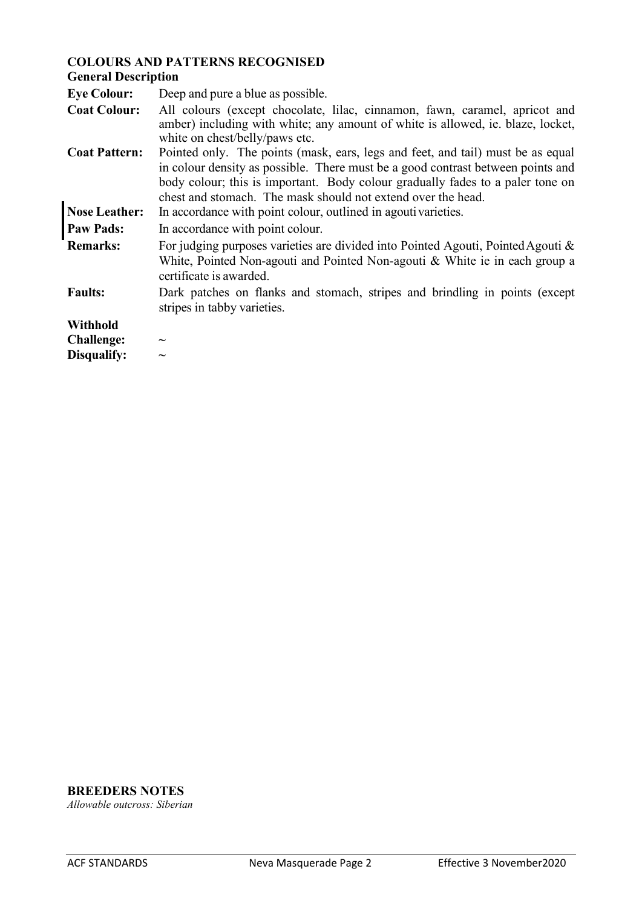## COLOURS AND PATTERNS RECOGNISED

### General Description

**Eye Colour:** Deep and pure a blue as possible.

**Coat Colour:** All colours (except chocolate, lilac, cinnamon, fawn, caramel, apricot and amber) including with white; any amount of white is allowed, ie. blaze, locket, white on chest/belly/paws etc.

**Coat Pattern:** Pointed only. The points (mask, ears, legs and feet, and tail) must be as equal in colour density as possible. There must be a good contrast between points and body colour; this is important. Body colour gradually fades to a paler tone on chest and stomach. The mask should not extend over the head.

**Nose Leather:** In accordance with point colour, outlined in agouti varieties.

**Paw Pads:** In accordance with point colour.

**Remarks:** For judging purposes varieties are divided into Pointed Agouti, Pointed Agouti & White, Pointed Non-agouti and Pointed Non-agouti & White ie in each group a certificate is awarded.

**Faults:** Dark patches on flanks and stomach, stripes and brindling in points (except stripes in tabby varieties.

**Withhold Challenge:** ~

**Disqualify:** ~

## BREEDERS NOTES

*Allowable outcross: Siberian*